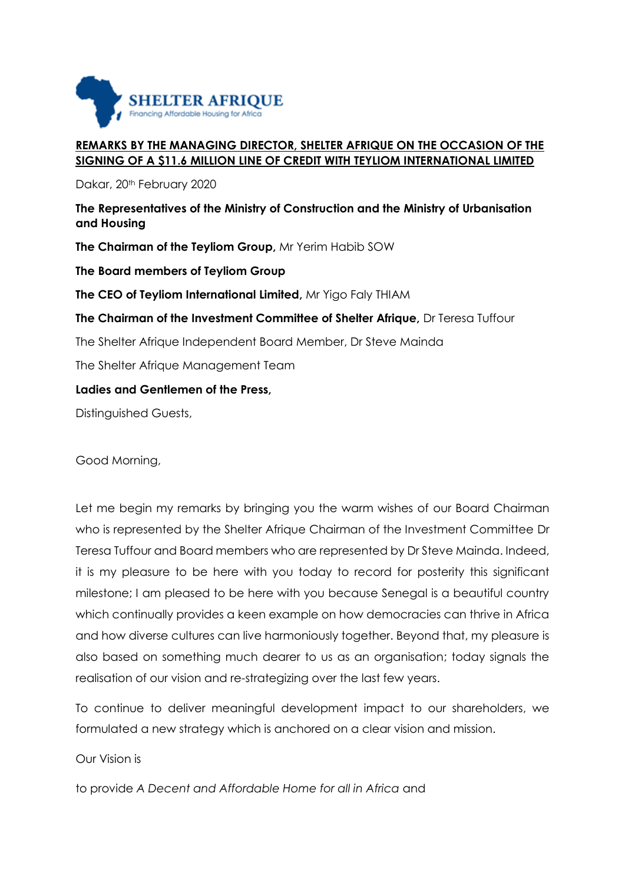SHELTER AFRIQUE
Financing Affordable Housing for Africa

**REMARKS BY THE MANAGING DIRECTOR, SHELTER AFRIQUE ON THE OCCASION OF THE SIGNING OF A $11.6 MILLION LINE OF CREDIT WITH TEYLIOM INTERNATIONAL LIMITED**

Dakar, 20th February 2020

**The Representatives of the Ministry of Construction and the Ministry of Urbanisation and Housing**

**The Chairman of the Teyliom Group,** Mr Yerim Habib SOW

**The Board members of Teyliom Group**

**The CEO of Teyliom International Limited,** Mr Yigo Faly THIAM

**The Chairman of the Investment Committee of Shelter Afrique,** Dr Teresa Tuffour

The Shelter Afrique Independent Board Member, Dr Steve Mainda

The Shelter Afrique Management Team

**Ladies and Gentlemen of the Press,**

Distinguished Guests,

Good Morning,

Let me begin my remarks by bringing you the warm wishes of our Board Chairman who is represented by the Shelter Afrique Chairman of the Investment Committee Dr Teresa Tuffour and Board members who are represented by Dr Steve Mainda. Indeed, it is my pleasure to be here with you today to record for posterity this significant milestone; I am pleased to be here with you because Senegal is a beautiful country which continually provides a keen example on how democracies can thrive in Africa and how diverse cultures can live harmoniously together. Beyond that, my pleasure is also based on something much dearer to us as an organisation; today signals the realisation of our vision and re-strategizing over the last few years.

To continue to deliver meaningful development impact to our shareholders, we formulated a new strategy which is anchored on a clear vision and mission.

Our Vision is

to provide *A Decent and Affordable Home for all in Africa* and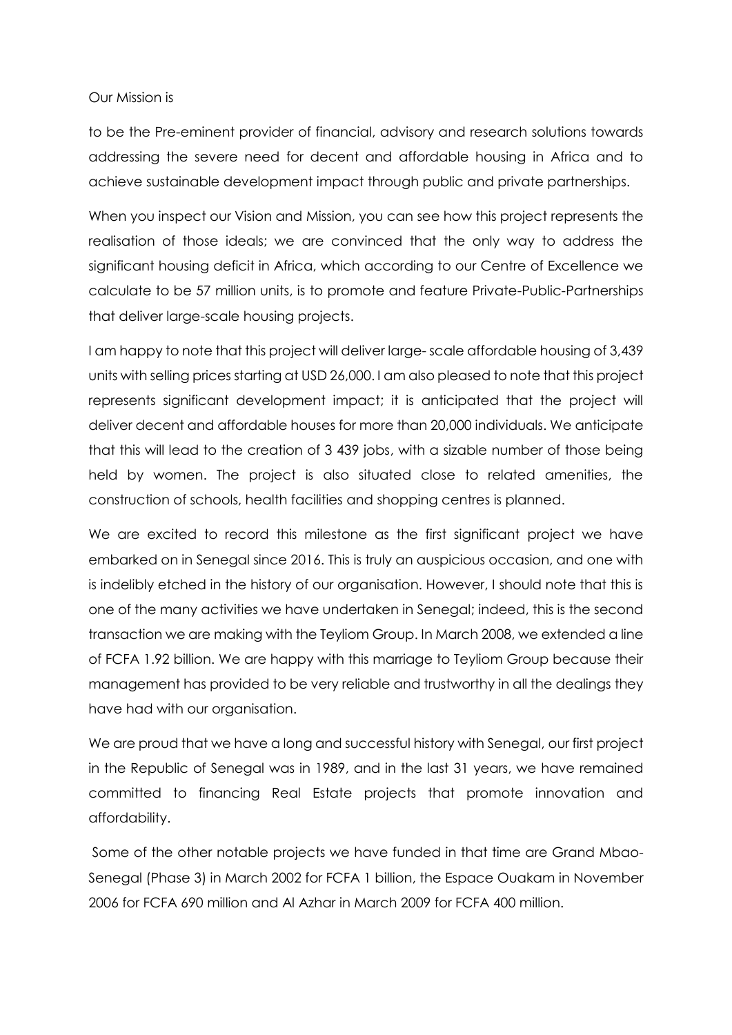Our Mission is

to be the Pre-eminent provider of financial, advisory and research solutions towards addressing the severe need for decent and affordable housing in Africa and to achieve sustainable development impact through public and private partnerships.

When you inspect our Vision and Mission, you can see how this project represents the realisation of those ideals; we are convinced that the only way to address the significant housing deficit in Africa, which according to our Centre of Excellence we calculate to be 57 million units, is to promote and feature Private-Public-Partnerships that deliver large-scale housing projects.

I am happy to note that this project will deliver large- scale affordable housing of 3,439 units with selling prices starting at USD 26,000. I am also pleased to note that this project represents significant development impact; it is anticipated that the project will deliver decent and affordable houses for more than 20,000 individuals. We anticipate that this will lead to the creation of 3 439 jobs, with a sizable number of those being held by women. The project is also situated close to related amenities, the construction of schools, health facilities and shopping centres is planned.

We are excited to record this milestone as the first significant project we have embarked on in Senegal since 2016. This is truly an auspicious occasion, and one with is indelibly etched in the history of our organisation. However, I should note that this is one of the many activities we have undertaken in Senegal; indeed, this is the second transaction we are making with the Teyliom Group. In March 2008, we extended a line of FCFA 1.92 billion. We are happy with this marriage to Teyliom Group because their management has provided to be very reliable and trustworthy in all the dealings they have had with our organisation.

We are proud that we have a long and successful history with Senegal, our first project in the Republic of Senegal was in 1989, and in the last 31 years, we have remained committed to financing Real Estate projects that promote innovation and affordability.

Some of the other notable projects we have funded in that time are Grand Mbao-Senegal (Phase 3) in March 2002 for FCFA 1 billion, the Espace Ouakam in November 2006 for FCFA 690 million and Al Azhar in March 2009 for FCFA 400 million.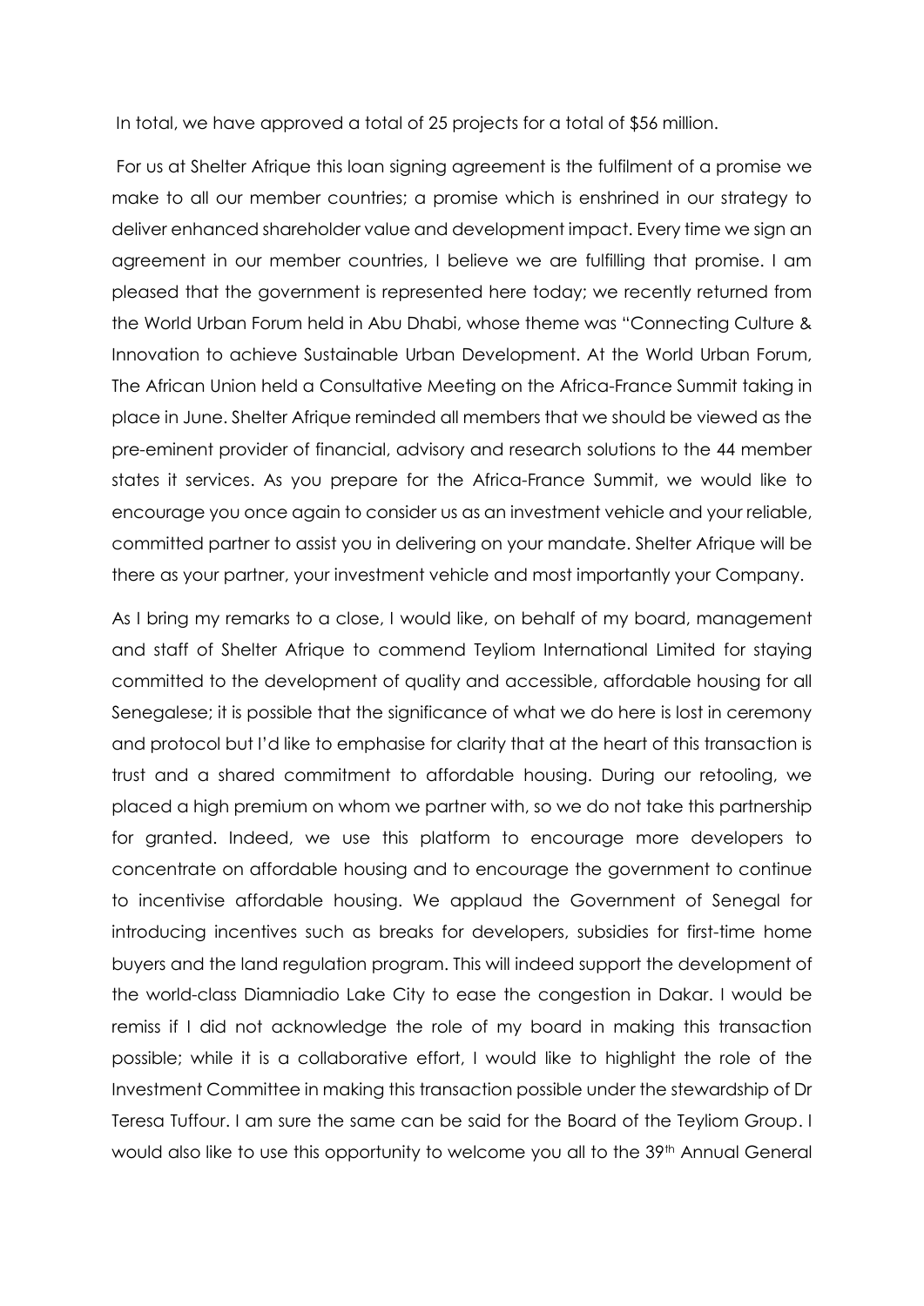In total, we have approved a total of 25 projects for a total of $56 million.

For us at Shelter Afrique this loan signing agreement is the fulfilment of a promise we make to all our member countries; a promise which is enshrined in our strategy to deliver enhanced shareholder value and development impact. Every time we sign an agreement in our member countries, I believe we are fulfilling that promise. I am pleased that the government is represented here today; we recently returned from the World Urban Forum held in Abu Dhabi, whose theme was "Connecting Culture & Innovation to achieve Sustainable Urban Development. At the World Urban Forum, The African Union held a Consultative Meeting on the Africa-France Summit taking in place in June. Shelter Afrique reminded all members that we should be viewed as the pre-eminent provider of financial, advisory and research solutions to the 44 member states it services. As you prepare for the Africa-France Summit, we would like to encourage you once again to consider us as an investment vehicle and your reliable, committed partner to assist you in delivering on your mandate. Shelter Afrique will be there as your partner, your investment vehicle and most importantly your Company.

As I bring my remarks to a close, I would like, on behalf of my board, management and staff of Shelter Afrique to commend Teyliom International Limited for staying committed to the development of quality and accessible, affordable housing for all Senegalese; it is possible that the significance of what we do here is lost in ceremony and protocol but I'd like to emphasise for clarity that at the heart of this transaction is trust and a shared commitment to affordable housing. During our retooling, we placed a high premium on whom we partner with, so we do not take this partnership for granted. Indeed, we use this platform to encourage more developers to concentrate on affordable housing and to encourage the government to continue to incentivise affordable housing. We applaud the Government of Senegal for introducing incentives such as breaks for developers, subsidies for first-time home buyers and the land regulation program. This will indeed support the development of the world-class Diamniadio Lake City to ease the congestion in Dakar. I would be remiss if I did not acknowledge the role of my board in making this transaction possible; while it is a collaborative effort, I would like to highlight the role of the Investment Committee in making this transaction possible under the stewardship of Dr Teresa Tuffour. I am sure the same can be said for the Board of the Teyliom Group. I would also like to use this opportunity to welcome you all to the 39th Annual General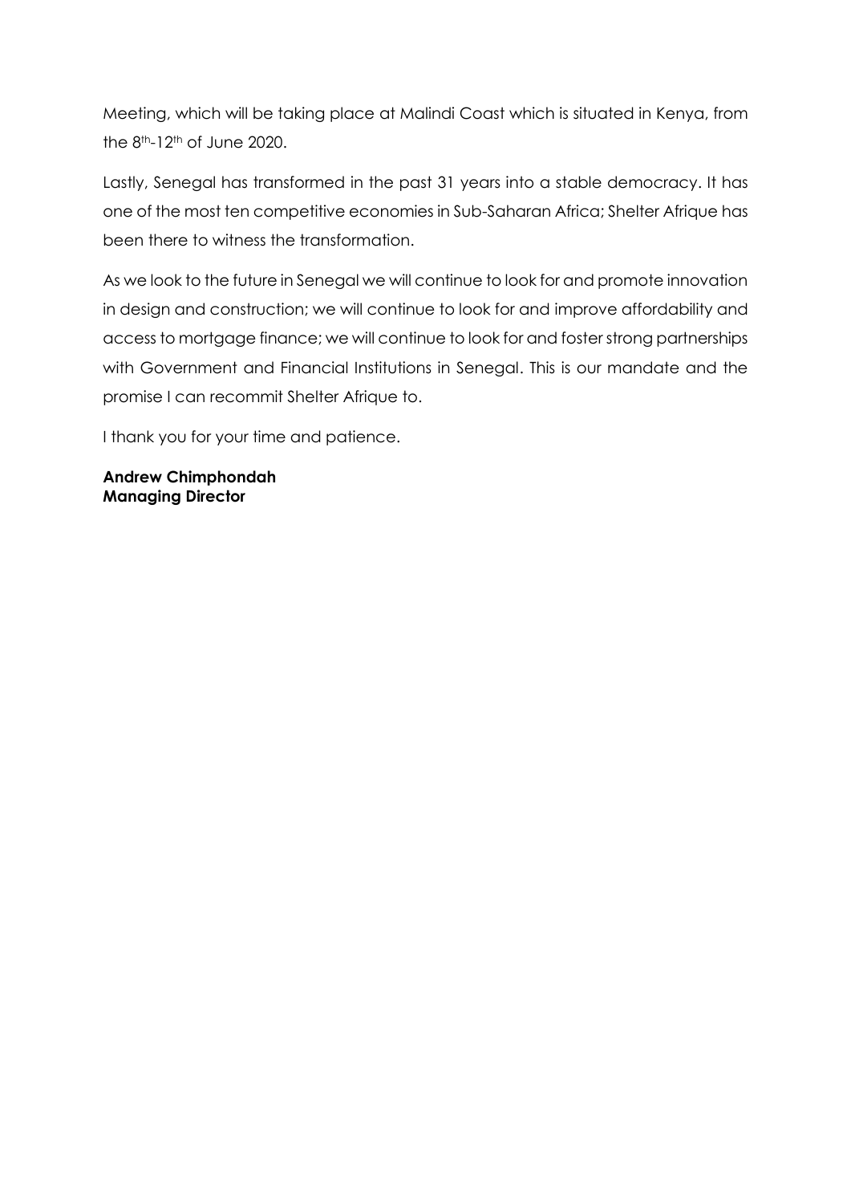Meeting, which will be taking place at Malindi Coast which is situated in Kenya, from the 8th-12th of June 2020.

Lastly, Senegal has transformed in the past 31 years into a stable democracy. It has one of the most ten competitive economies in Sub-Saharan Africa; Shelter Afrique has been there to witness the transformation.

As we look to the future in Senegal we will continue to look for and promote innovation in design and construction; we will continue to look for and improve affordability and access to mortgage finance; we will continue to look for and foster strong partnerships with Government and Financial Institutions in Senegal. This is our mandate and the promise I can recommit Shelter Afrique to.

I thank you for your time and patience.

**Andrew Chimphondah**
**Managing Director**